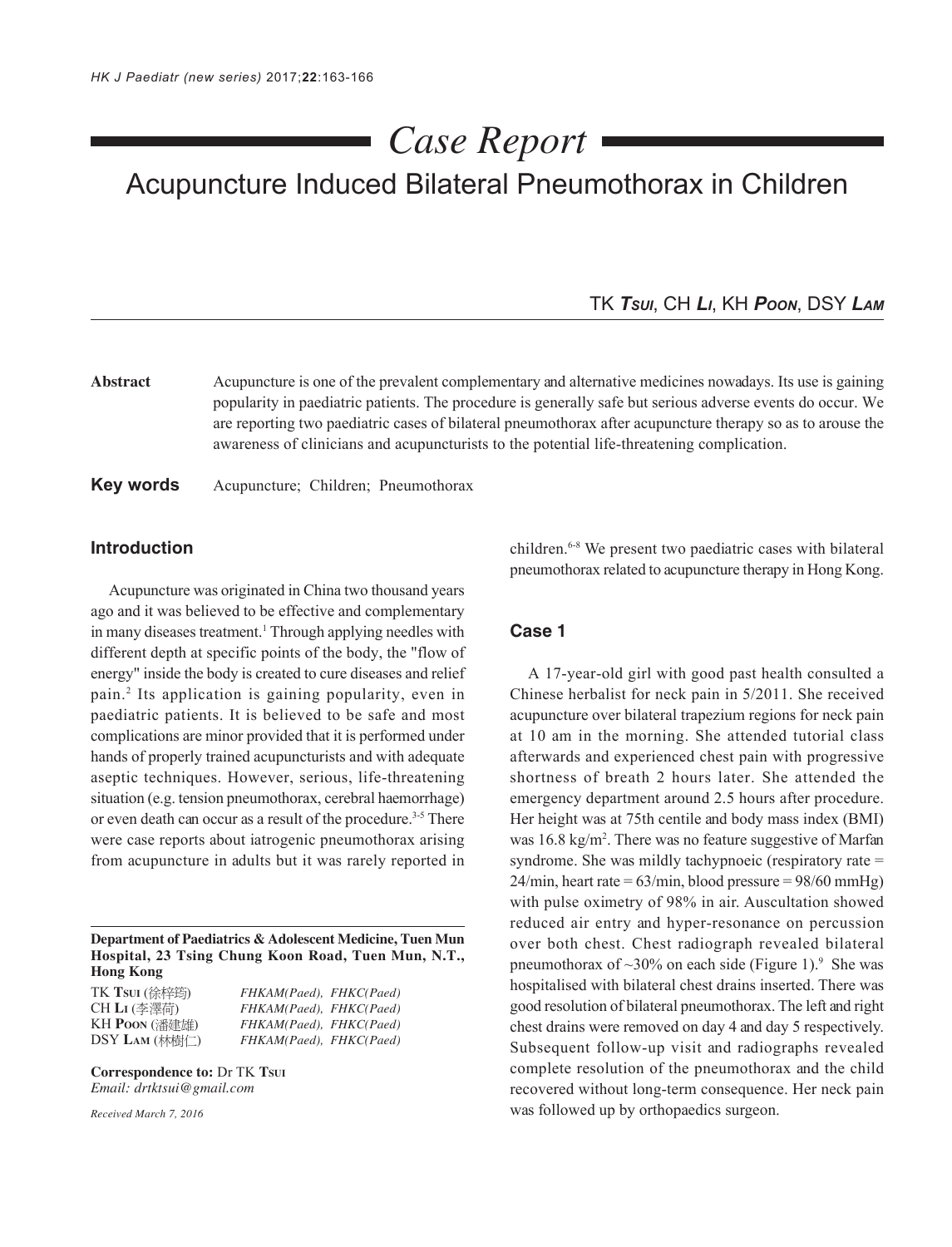# Case Report

# Acupuncture Induced Bilateral Pneumothorax in Children

TK **Tsui**, CH **Li**, KH **Poon**, DSY **Lam**

**Abstract** Acupuncture is one of the prevalent complementary and alternative medicines nowadays. Its use is gaining popularity in paediatric patients. The procedure is generally safe but serious adverse events do occur. We are reporting two paediatric cases of bilateral pneumothorax after acupuncture therapy so as to arouse the awareness of clinicians and acupuncturists to the potential life-threatening complication.

**Key words** Acupuncture; Children; Pneumothorax

## Introduction

Acupuncture was originated in China two thousand years ago and it was believed to be effective and complementary in many diseases treatment.[1] Through applying needles with different depth at specific points of the body, the "flow of energy" inside the body is created to cure diseases and relief pain.[2] Its application is gaining popularity, even in paediatric patients. It is believed to be safe and most complications are minor provided that it is performed under hands of properly trained acupuncturists and with adequate aseptic techniques. However, serious, life-threatening situation (e.g. tension pneumothorax, cerebral haemorrhage) or even death can occur as a result of the procedure.[3-5] There were case reports about iatrogenic pneumothorax arising from acupuncture in adults but it was rarely reported in children.[6-8] We present two paediatric cases with bilateral pneumothorax related to acupuncture therapy in Hong Kong.

## Case 1

A 17-year-old girl with good past health consulted a Chinese herbalist for neck pain in 5/2011. She received acupuncture over bilateral trapezium regions for neck pain at 10 am in the morning. She attended tutorial class afterwards and experienced chest pain with progressive shortness of breath 2 hours later. She attended the emergency department around 2.5 hours after procedure. Her height was at 75th centile and body mass index (BMI) was 16.8 kg/m$^2$. There was no feature suggestive of Marfan syndrome. She was mildly tachypnoeic (respiratory rate = 24/min, heart rate = 63/min, blood pressure = 98/60 mmHg) with pulse oximetry of 98% in air. Auscultation showed reduced air entry and hyper-resonance on percussion over both chest. Chest radiograph revealed bilateral pneumothorax of ~30% on each side (Figure 1).[9] She was hospitalised with bilateral chest drains inserted. There was good resolution of bilateral pneumothorax. The left and right chest drains were removed on day 4 and day 5 respectively. Subsequent follow-up visit and radiographs revealed complete resolution of the pneumothorax and the child recovered without long-term consequence. Her neck pain was followed up by orthopaedics surgeon.

**Department of Paediatrics & Adolescent Medicine, Tuen Mun Hospital, 23 Tsing Chung Koon Road, Tuen Mun, N.T., Hong Kong**

| | |
|---|---|
| TK **Tsui** (徐梓筠) | *FHKAM(Paed), FHKC(Paed)* |
| CH **Li** (李澤荷) | *FHKAM(Paed), FHKC(Paed)* |
| KH **Poon** (潘建雄) | *FHKAM(Paed), FHKC(Paed)* |
| DSY **Lam** (林樹仁) | *FHKAM(Paed), FHKC(Paed)* |

**Correspondence to:** Dr TK **Tsui**
*Email: drtktsui@gmail.com*

*Received March 7, 2016*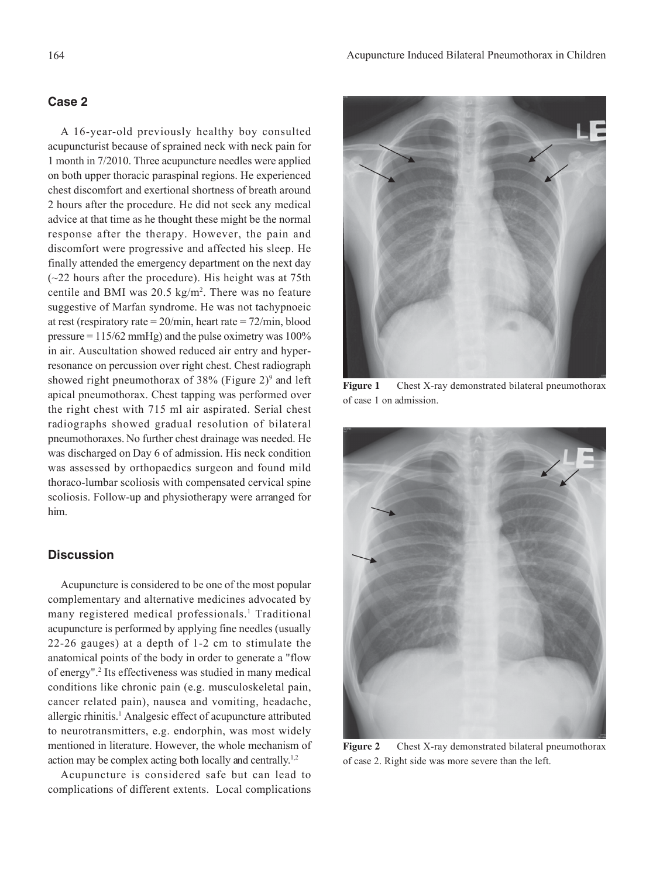## Case 2

A 16-year-old previously healthy boy consulted acupuncturist because of sprained neck with neck pain for 1 month in 7/2010. Three acupuncture needles were applied on both upper thoracic paraspinal regions. He experienced chest discomfort and exertional shortness of breath around 2 hours after the procedure. He did not seek any medical advice at that time as he thought these might be the normal response after the therapy. However, the pain and discomfort were progressive and affected his sleep. He finally attended the emergency department on the next day (~22 hours after the procedure). His height was at 75th centile and BMI was 20.5 kg/m$^2$. There was no feature suggestive of Marfan syndrome. He was not tachypnoeic at rest (respiratory rate = 20/min, heart rate = 72/min, blood pressure = 115/62 mmHg) and the pulse oximetry was 100% in air. Auscultation showed reduced air entry and hyper-resonance on percussion over right chest. Chest radiograph showed right pneumothorax of 38% (Figure 2)[9] and left apical pneumothorax. Chest tapping was performed over the right chest with 715 ml air aspirated. Serial chest radiographs showed gradual resolution of bilateral pneumothoraxes. No further chest drainage was needed. He was discharged on Day 6 of admission. His neck condition was assessed by orthopaedics surgeon and found mild thoraco-lumbar scoliosis with compensated cervical spine scoliosis. Follow-up and physiotherapy were arranged for him.

## Discussion

Acupuncture is considered to be one of the most popular complementary and alternative medicines advocated by many registered medical professionals.[1] Traditional acupuncture is performed by applying fine needles (usually 22-26 gauges) at a depth of 1-2 cm to stimulate the anatomical points of the body in order to generate a "flow of energy".[2] Its effectiveness was studied in many medical conditions like chronic pain (e.g. musculoskeletal pain, cancer related pain), nausea and vomiting, headache, allergic rhinitis.[1] Analgesic effect of acupuncture attributed to neurotransmitters, e.g. endorphin, was most widely mentioned in literature. However, the whole mechanism of action may be complex acting both locally and centrally.[1,2]

Acupuncture is considered safe but can lead to complications of different extents. Local complications

**Figure 1** Chest X-ray demonstrated bilateral pneumothorax of case 1 on admission.

**Figure 2** Chest X-ray demonstrated bilateral pneumothorax of case 2. Right side was more severe than the left.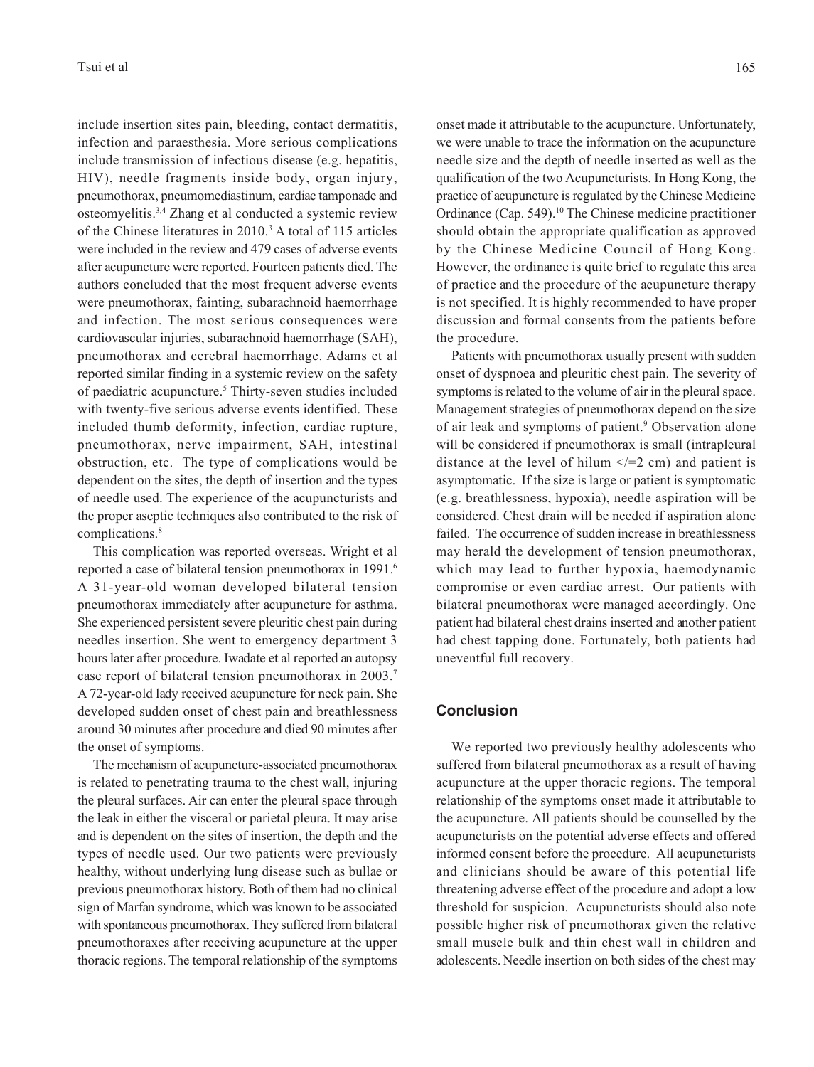include insertion sites pain, bleeding, contact dermatitis, infection and paraesthesia. More serious complications include transmission of infectious disease (e.g. hepatitis, HIV), needle fragments inside body, organ injury, pneumothorax, pneumomediastinum, cardiac tamponade and osteomyelitis.[3,4] Zhang et al conducted a systemic review of the Chinese literatures in 2010.[3] A total of 115 articles were included in the review and 479 cases of adverse events after acupuncture were reported. Fourteen patients died. The authors concluded that the most frequent adverse events were pneumothorax, fainting, subarachnoid haemorrhage and infection. The most serious consequences were cardiovascular injuries, subarachnoid haemorrhage (SAH), pneumothorax and cerebral haemorrhage. Adams et al reported similar finding in a systemic review on the safety of paediatric acupuncture.[5] Thirty-seven studies included with twenty-five serious adverse events identified. These included thumb deformity, infection, cardiac rupture, pneumothorax, nerve impairment, SAH, intestinal obstruction, etc. The type of complications would be dependent on the sites, the depth of insertion and the types of needle used. The experience of the acupuncturists and the proper aseptic techniques also contributed to the risk of complications.[8]

This complication was reported overseas. Wright et al reported a case of bilateral tension pneumothorax in 1991.[6] A 31-year-old woman developed bilateral tension pneumothorax immediately after acupuncture for asthma. She experienced persistent severe pleuritic chest pain during needles insertion. She went to emergency department 3 hours later after procedure. Iwadate et al reported an autopsy case report of bilateral tension pneumothorax in 2003.[7] A 72-year-old lady received acupuncture for neck pain. She developed sudden onset of chest pain and breathlessness around 30 minutes after procedure and died 90 minutes after the onset of symptoms.

The mechanism of acupuncture-associated pneumothorax is related to penetrating trauma to the chest wall, injuring the pleural surfaces. Air can enter the pleural space through the leak in either the visceral or parietal pleura. It may arise and is dependent on the sites of insertion, the depth and the types of needle used. Our two patients were previously healthy, without underlying lung disease such as bullae or previous pneumothorax history. Both of them had no clinical sign of Marfan syndrome, which was known to be associated with spontaneous pneumothorax. They suffered from bilateral pneumothoraxes after receiving acupuncture at the upper thoracic regions. The temporal relationship of the symptoms onset made it attributable to the acupuncture. Unfortunately, we were unable to trace the information on the acupuncture needle size and the depth of needle inserted as well as the qualification of the two Acupuncturists. In Hong Kong, the practice of acupuncture is regulated by the Chinese Medicine Ordinance (Cap. 549).[10] The Chinese medicine practitioner should obtain the appropriate qualification as approved by the Chinese Medicine Council of Hong Kong. However, the ordinance is quite brief to regulate this area of practice and the procedure of the acupuncture therapy is not specified. It is highly recommended to have proper discussion and formal consents from the patients before the procedure.

Patients with pneumothorax usually present with sudden onset of dyspnoea and pleuritic chest pain. The severity of symptoms is related to the volume of air in the pleural space. Management strategies of pneumothorax depend on the size of air leak and symptoms of patient.[9] Observation alone will be considered if pneumothorax is small (intrapleural distance at the level of hilum </=2 cm) and patient is asymptomatic. If the size is large or patient is symptomatic (e.g. breathlessness, hypoxia), needle aspiration will be considered. Chest drain will be needed if aspiration alone failed. The occurrence of sudden increase in breathlessness may herald the development of tension pneumothorax, which may lead to further hypoxia, haemodynamic compromise or even cardiac arrest. Our patients with bilateral pneumothorax were managed accordingly. One patient had bilateral chest drains inserted and another patient had chest tapping done. Fortunately, both patients had uneventful full recovery.

## Conclusion

We reported two previously healthy adolescents who suffered from bilateral pneumothorax as a result of having acupuncture at the upper thoracic regions. The temporal relationship of the symptoms onset made it attributable to the acupuncture. All patients should be counselled by the acupuncturists on the potential adverse effects and offered informed consent before the procedure. All acupuncturists and clinicians should be aware of this potential life threatening adverse effect of the procedure and adopt a low threshold for suspicion. Acupuncturists should also note possible higher risk of pneumothorax given the relative small muscle bulk and thin chest wall in children and adolescents. Needle insertion on both sides of the chest may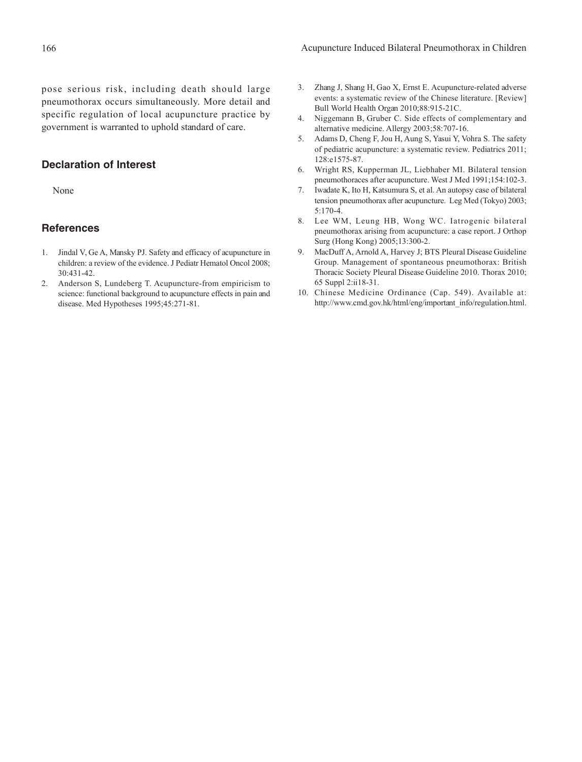pose serious risk, including death should large pneumothorax occurs simultaneously. More detail and specific regulation of local acupuncture practice by government is warranted to uphold standard of care.

## Declaration of Interest

None

## References

1. Jindal V, Ge A, Mansky PJ. Safety and efficacy of acupuncture in children: a review of the evidence. J Pediatr Hematol Oncol 2008; 30:431-42.
2. Anderson S, Lundeberg T. Acupuncture-from empiricism to science: functional background to acupuncture effects in pain and disease. Med Hypotheses 1995;45:271-81.
3. Zhang J, Shang H, Gao X, Ernst E. Acupuncture-related adverse events: a systematic review of the Chinese literature. [Review] Bull World Health Organ 2010;88:915-21C.
4. Niggemann B, Gruber C. Side effects of complementary and alternative medicine. Allergy 2003;58:707-16.
5. Adams D, Cheng F, Jou H, Aung S, Yasui Y, Vohra S. The safety of pediatric acupuncture: a systematic review. Pediatrics 2011; 128:e1575-87.
6. Wright RS, Kupperman JL, Liebhaber MI. Bilateral tension pneumothoraces after acupuncture. West J Med 1991;154:102-3.
7. Iwadate K, Ito H, Katsumura S, et al. An autopsy case of bilateral tension pneumothorax after acupuncture. Leg Med (Tokyo) 2003; 5:170-4.
8. Lee WM, Leung HB, Wong WC. Iatrogenic bilateral pneumothorax arising from acupuncture: a case report. J Orthop Surg (Hong Kong) 2005;13:300-2.
9. MacDuff A, Arnold A, Harvey J; BTS Pleural Disease Guideline Group. Management of spontaneous pneumothorax: British Thoracic Society Pleural Disease Guideline 2010. Thorax 2010; 65 Suppl 2:ii18-31.
10. Chinese Medicine Ordinance (Cap. 549). Available at: http://www.cmd.gov.hk/html/eng/important_info/regulation.html.